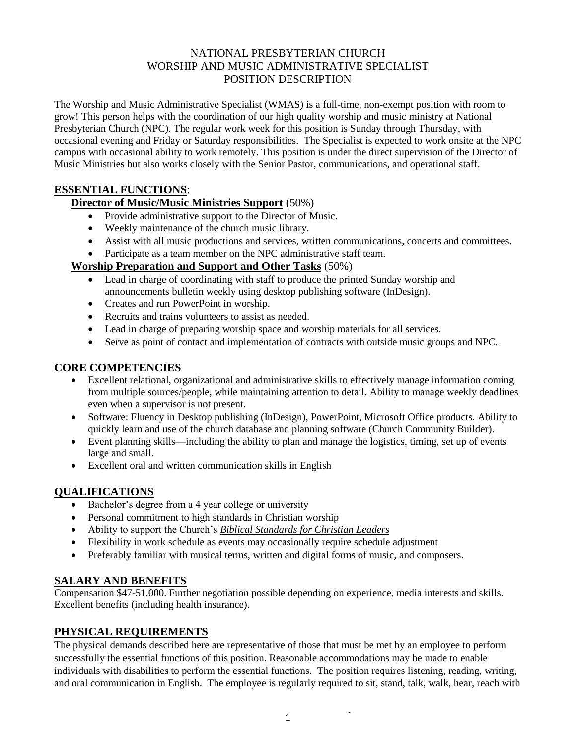# NATIONAL PRESBYTERIAN CHURCH
# WORSHIP AND MUSIC ADMINISTRATIVE SPECIALIST
# POSITION DESCRIPTION

The Worship and Music Administrative Specialist (WMAS) is a full-time, non-exempt position with room to grow! This person helps with the coordination of our high quality worship and music ministry at National Presbyterian Church (NPC). The regular work week for this position is Sunday through Thursday, with occasional evening and Friday or Saturday responsibilities. The Specialist is expected to work onsite at the NPC campus with occasional ability to work remotely. This position is under the direct supervision of the Director of Music Ministries but also works closely with the Senior Pastor, communications, and operational staff.

## ESSENTIAL FUNCTIONS:

### Director of Music/Music Ministries Support (50%)

- Provide administrative support to the Director of Music.
- Weekly maintenance of the church music library.
- Assist with all music productions and services, written communications, concerts and committees.
- Participate as a team member on the NPC administrative staff team.

### Worship Preparation and Support and Other Tasks (50%)

- Lead in charge of coordinating with staff to produce the printed Sunday worship and announcements bulletin weekly using desktop publishing software (InDesign).
- Creates and run PowerPoint in worship.
- Recruits and trains volunteers to assist as needed.
- Lead in charge of preparing worship space and worship materials for all services.
- Serve as point of contact and implementation of contracts with outside music groups and NPC.

## CORE COMPETENCIES

- Excellent relational, organizational and administrative skills to effectively manage information coming from multiple sources/people, while maintaining attention to detail. Ability to manage weekly deadlines even when a supervisor is not present.
- Software: Fluency in Desktop publishing (InDesign), PowerPoint, Microsoft Office products. Ability to quickly learn and use of the church database and planning software (Church Community Builder).
- Event planning skills—including the ability to plan and manage the logistics, timing, set up of events large and small.
- Excellent oral and written communication skills in English

## QUALIFICATIONS

- Bachelor's degree from a 4 year college or university
- Personal commitment to high standards in Christian worship
- Ability to support the Church's ***Biblical Standards for Christian Leaders***
- Flexibility in work schedule as events may occasionally require schedule adjustment
- Preferably familiar with musical terms, written and digital forms of music, and composers.

## SALARY AND BENEFITS

Compensation $47-51,000. Further negotiation possible depending on experience, media interests and skills. Excellent benefits (including health insurance).

## PHYSICAL REQUIREMENTS

The physical demands described here are representative of those that must be met by an employee to perform successfully the essential functions of this position. Reasonable accommodations may be made to enable individuals with disabilities to perform the essential functions. The position requires listening, reading, writing, and oral communication in English. The employee is regularly required to sit, stand, talk, walk, hear, reach with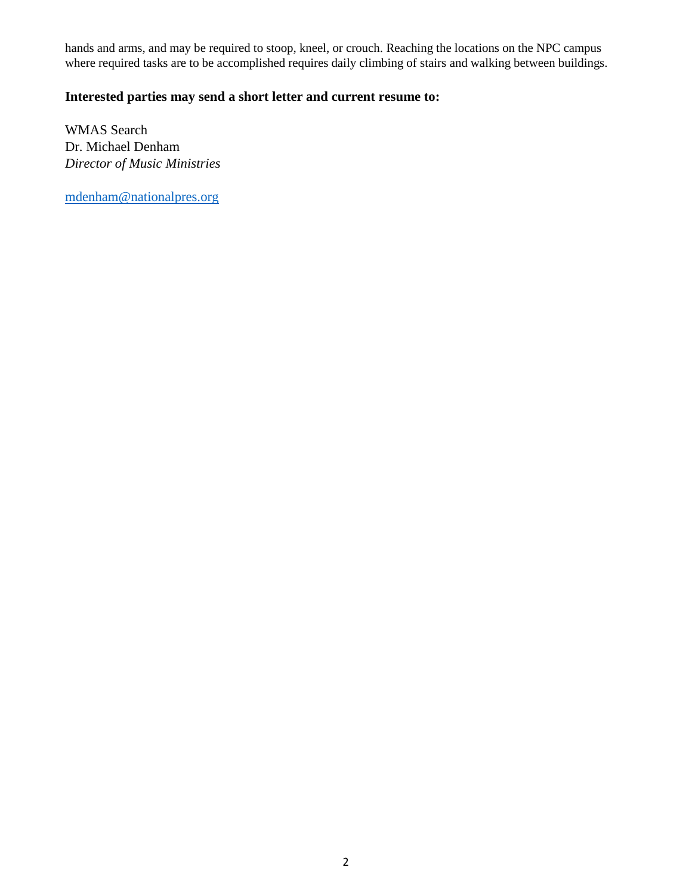hands and arms, and may be required to stoop, kneel, or crouch. Reaching the locations on the NPC campus where required tasks are to be accomplished requires daily climbing of stairs and walking between buildings.

**Interested parties may send a short letter and current resume to:**

WMAS Search
Dr. Michael Denham
*Director of Music Ministries*

mdenham@nationalpres.org